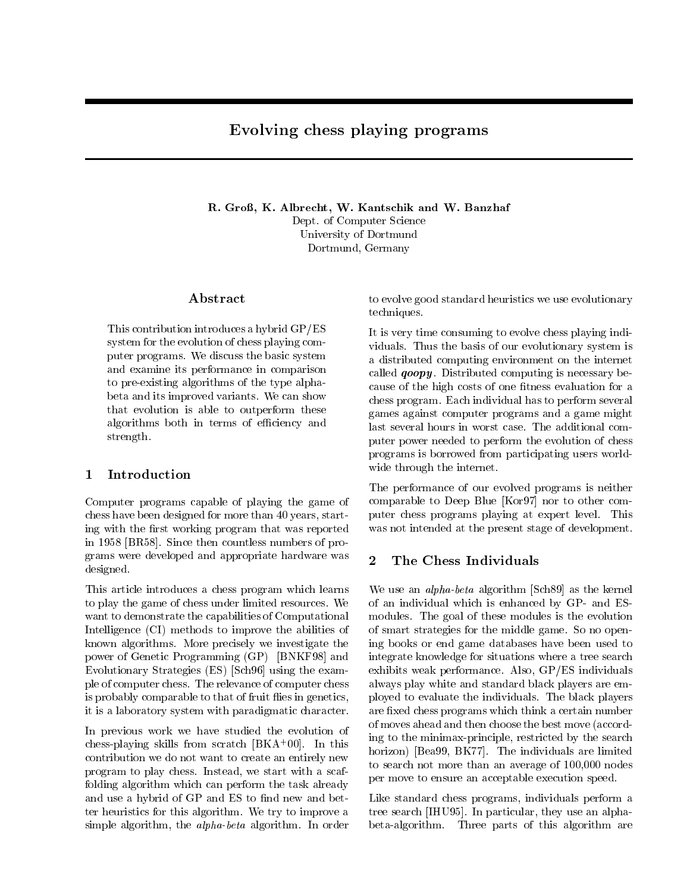# Evolving chess playing programs

**R. Groß, K. Albrecht, W. Kantschik and W. Banzhaf**
Dept. of Computer Science
University of Dortmund
Dortmund, Germany

## Abstract

This contribution introduces a hybrid GP/ES system for the evolution of chess playing computer programs. We discuss the basic system and examine its performance in comparison to pre-existing algorithms of the type alpha-beta and its improved variants. We can show that evolution is able to outperform these algorithms both in terms of efficiency and strength.

## 1 Introduction

Computer programs capable of playing the game of chess have been designed for more than 40 years, starting with the first working program that was reported in 1958 [BR58]. Since then countless numbers of programs were developed and appropriate hardware was designed.

This article introduces a chess program which learns to play the game of chess under limited resources. We want to demonstrate the capabilities of Computational Intelligence (CI) methods to improve the abilities of known algorithms. More precisely we investigate the power of Genetic Programming (GP) [BNKF98] and Evolutionary Strategies (ES) [Sch96] using the example of computer chess. The relevance of computer chess is probably comparable to that of fruit flies in genetics, it is a laboratory system with paradigmatic character.

In previous work we have studied the evolution of chess-playing skills from scratch [BKA+00]. In this contribution we do not want to create an entirely new program to play chess. Instead, we start with a scaffolding algorithm which can perform the task already and use a hybrid of GP and ES to find new and better heuristics for this algorithm. We try to improve a simple algorithm, the *alpha-beta* algorithm. In order to evolve good standard heuristics we use evolutionary techniques.

It is very time consuming to evolve chess playing individuals. Thus the basis of our evolutionary system is a distributed computing environment on the internet called ***qoopy***. Distributed computing is necessary because of the high costs of one fitness evaluation for a chess program. Each individual has to perform several games against computer programs and a game might last several hours in worst case. The additional computer power needed to perform the evolution of chess programs is borrowed from participating users worldwide through the internet.

The performance of our evolved programs is neither comparable to Deep Blue [Kor97] nor to other computer chess programs playing at expert level. This was not intended at the present stage of development.

## 2 The Chess Individuals

We use an *alpha-beta* algorithm [Sch89] as the kernel of an individual which is enhanced by GP- and ES-modules. The goal of these modules is the evolution of smart strategies for the middle game. So no opening books or end game databases have been used to integrate knowledge for situations where a tree search exhibits weak performance. Also, GP/ES individuals always play white and standard black players are employed to evaluate the individuals. The black players are fixed chess programs which think a certain number of moves ahead and then choose the best move (according to the minimax-principle, restricted by the search horizon) [Bea99, BK77]. The individuals are limited to search not more than an average of 100,000 nodes per move to ensure an acceptable execution speed.

Like standard chess programs, individuals perform a tree search [IHU95]. In particular, they use an alpha-beta-algorithm. Three parts of this algorithm are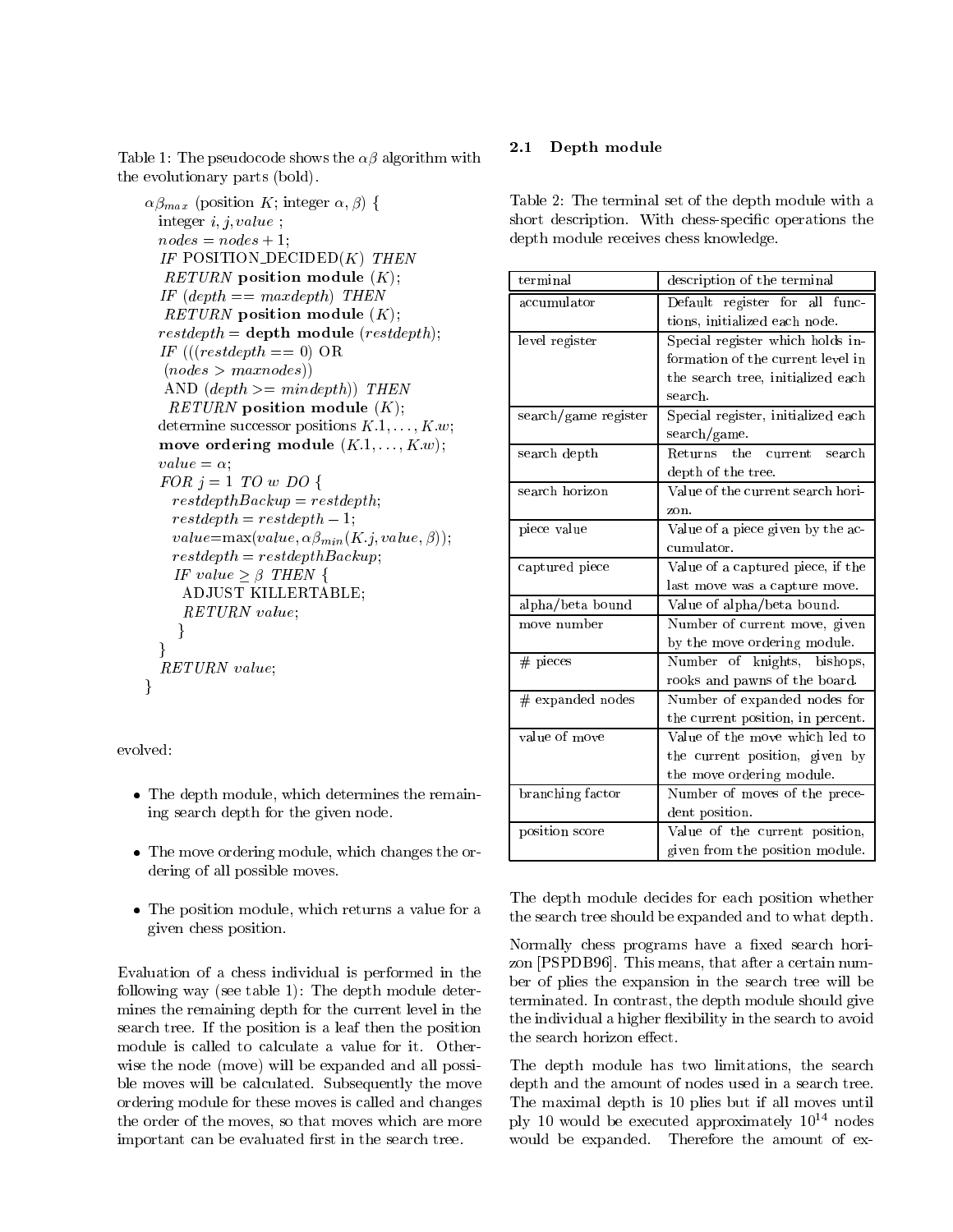Table 1: The pseudocode shows the $\alpha\beta$ algorithm with the evolutionary parts (bold).

```
αβ_max (position K; integer α, β) {
  integer i, j, value ;
  nodes = nodes + 1;
  IF POSITION_DECIDED(K) THEN
   RETURN position module (K);
  IF (depth == maxdepth) THEN
   RETURN position module (K);
  restdepth = depth module (restdepth);
  IF (((restdepth == 0) OR
  (nodes > maxnodes))
  AND (depth >= mindepth)) THEN
   RETURN position module (K);
  determine successor positions K.1, ..., K.w;
  move ordering module (K.1, ..., K.w);
  value = α;
  FOR j = 1 TO w DO {
    restdepthBackup = restdepth;
    restdepth = restdepth − 1;
    value=max(value, αβ_min(K.j, value, β));
    restdepth = restdepthBackup;
    IF value ≥ β THEN {
      ADJUST KILLERTABLE;
      RETURN value;
      }
  }
  RETURN value;
}
```

evolved:

- The depth module, which determines the remaining search depth for the given node.
- The move ordering module, which changes the ordering of all possible moves.
- The position module, which returns a value for a given chess position.

Evaluation of a chess individual is performed in the following way (see table 1): The depth module determines the remaining depth for the current level in the search tree. If the position is a leaf then the position module is called to calculate a value for it. Otherwise the node (move) will be expanded and all possible moves will be calculated. Subsequently the move ordering module for these moves is called and changes the order of the moves, so that moves which are more important can be evaluated first in the search tree.

## 2.1 Depth module

Table 2: The terminal set of the depth module with a short description. With chess-specific operations the depth module receives chess knowledge.

| terminal | description of the terminal |
|---|---|
| accumulator | Default register for all functions, initialized each node. |
| level register | Special register which holds information of the current level in the search tree, initialized each search. |
| search/game register | Special register, initialized each search/game. |
| search depth | Returns the current search depth of the tree. |
| search horizon | Value of the current search horizon. |
| piece value | Value of a piece given by the accumulator. |
| captured piece | Value of a captured piece, if the last move was a capture move. |
| alpha/beta bound | Value of alpha/beta bound. |
| move number | Number of current move, given by the move ordering module. |
| # pieces | Number of knights, bishops, rooks and pawns of the board. |
| # expanded nodes | Number of expanded nodes for the current position, in percent. |
| value of move | Value of the move which led to the current position, given by the move ordering module. |
| branching factor | Number of moves of the precedent position. |
| position score | Value of the current position, given from the position module. |

The depth module decides for each position whether the search tree should be expanded and to what depth.

Normally chess programs have a fixed search horizon [PSPDB96]. This means, that after a certain number of plies the expansion in the search tree will be terminated. In contrast, the depth module should give the individual a higher flexibility in the search to avoid the search horizon effect.

The depth module has two limitations, the search depth and the amount of nodes used in a search tree. The maximal depth is 10 plies but if all moves until ply 10 would be executed approximately $10^{14}$ nodes would be expanded. Therefore the amount of ex-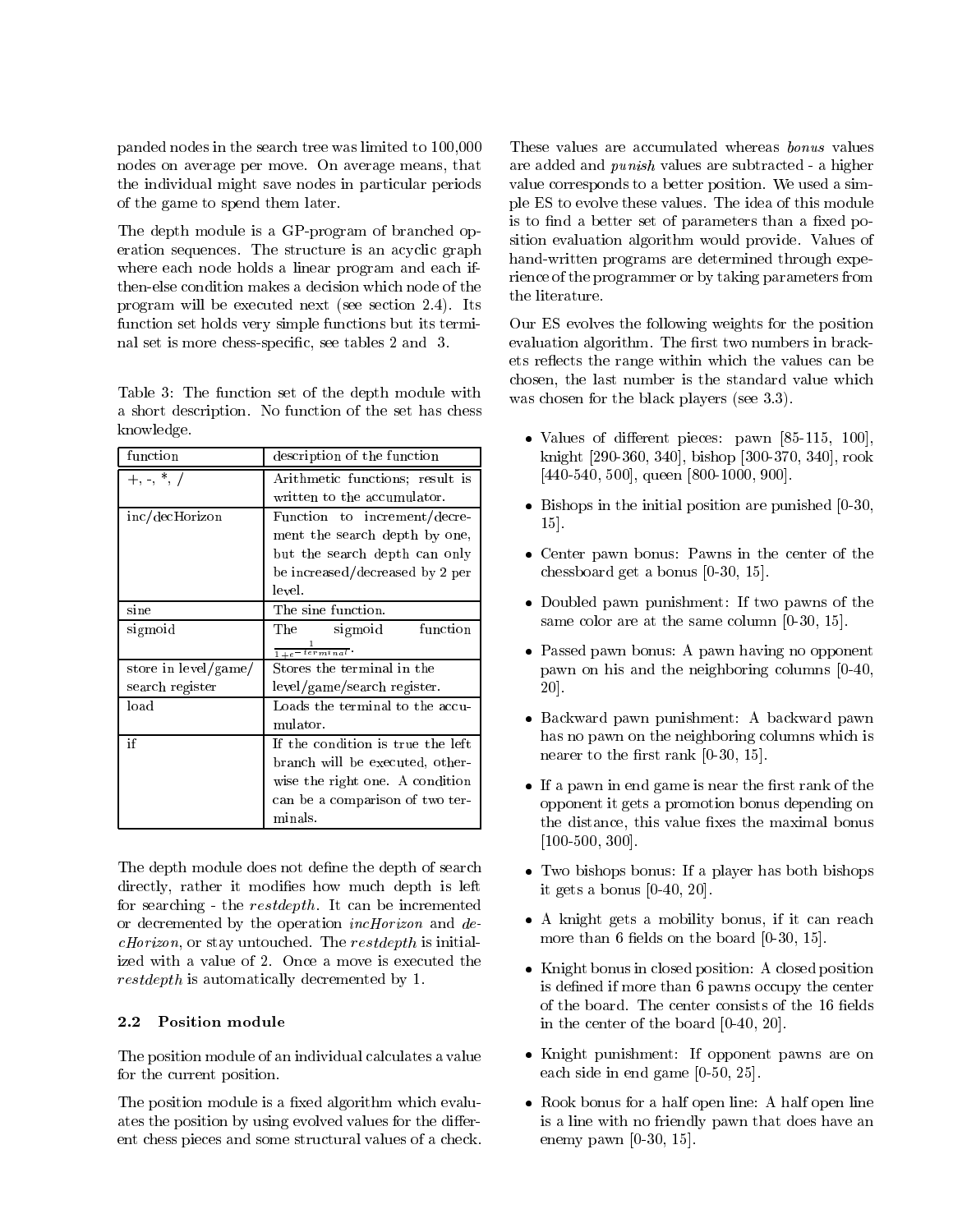panded nodes in the search tree was limited to 100,000 nodes on average per move. On average means, that the individual might save nodes in particular periods of the game to spend them later.

The depth module is a GP-program of branched operation sequences. The structure is an acyclic graph where each node holds a linear program and each if-then-else condition makes a decision which node of the program will be executed next (see section 2.4). Its function set holds very simple functions but its terminal set is more chess-specific, see tables 2 and 3.

Table 3: The function set of the depth module with a short description. No function of the set has chess knowledge.

| function | description of the function |
|---|---|
| +, -, *, / | Arithmetic functions; result is written to the accumulator. |
| inc/decHorizon | Function to increment/decrement the search depth by one, but the search depth can only be increased/decreased by 2 per level. |
| sine | The sine function. |
| sigmoid | The sigmoid function $\frac{1}{1+e^{-terminal}}$. |
| store in level/game/ search register | Stores the terminal in the level/game/search register. |
| load | Loads the terminal to the accumulator. |
| if | If the condition is true the left branch will be executed, otherwise the right one. A condition can be a comparison of two terminals. |

The depth module does not define the depth of search directly, rather it modifies how much depth is left for searching - the *restdepth*. It can be incremented or decremented by the operation *incHorizon* and *decHorizon*, or stay untouched. The *restdepth* is initialized with a value of 2. Once a move is executed the *restdepth* is automatically decremented by 1.

### 2.2 Position module

The position module of an individual calculates a value for the current position.

The position module is a fixed algorithm which evaluates the position by using evolved values for the different chess pieces and some structural values of a check. These values are accumulated whereas *bonus* values are added and *punish* values are subtracted - a higher value corresponds to a better position. We used a simple ES to evolve these values. The idea of this module is to find a better set of parameters than a fixed position evaluation algorithm would provide. Values of hand-written programs are determined through experience of the programmer or by taking parameters from the literature.

Our ES evolves the following weights for the position evaluation algorithm. The first two numbers in brackets reflects the range within which the values can be chosen, the last number is the standard value which was chosen for the black players (see 3.3).

- Values of different pieces: pawn [85-115, 100], knight [290-360, 340], bishop [300-370, 340], rook [440-540, 500], queen [800-1000, 900].
- Bishops in the initial position are punished [0-30, 15].
- Center pawn bonus: Pawns in the center of the chessboard get a bonus [0-30, 15].
- Doubled pawn punishment: If two pawns of the same color are at the same column [0-30, 15].
- Passed pawn bonus: A pawn having no opponent pawn on his and the neighboring columns [0-40, 20].
- Backward pawn punishment: A backward pawn has no pawn on the neighboring columns which is nearer to the first rank [0-30, 15].
- If a pawn in end game is near the first rank of the opponent it gets a promotion bonus depending on the distance, this value fixes the maximal bonus [100-500, 300].
- Two bishops bonus: If a player has both bishops it gets a bonus [0-40, 20].
- A knight gets a mobility bonus, if it can reach more than 6 fields on the board [0-30, 15].
- Knight bonus in closed position: A closed position is defined if more than 6 pawns occupy the center of the board. The center consists of the 16 fields in the center of the board [0-40, 20].
- Knight punishment: If opponent pawns are on each side in end game [0-50, 25].
- Rook bonus for a half open line: A half open line is a line with no friendly pawn that does have an enemy pawn [0-30, 15].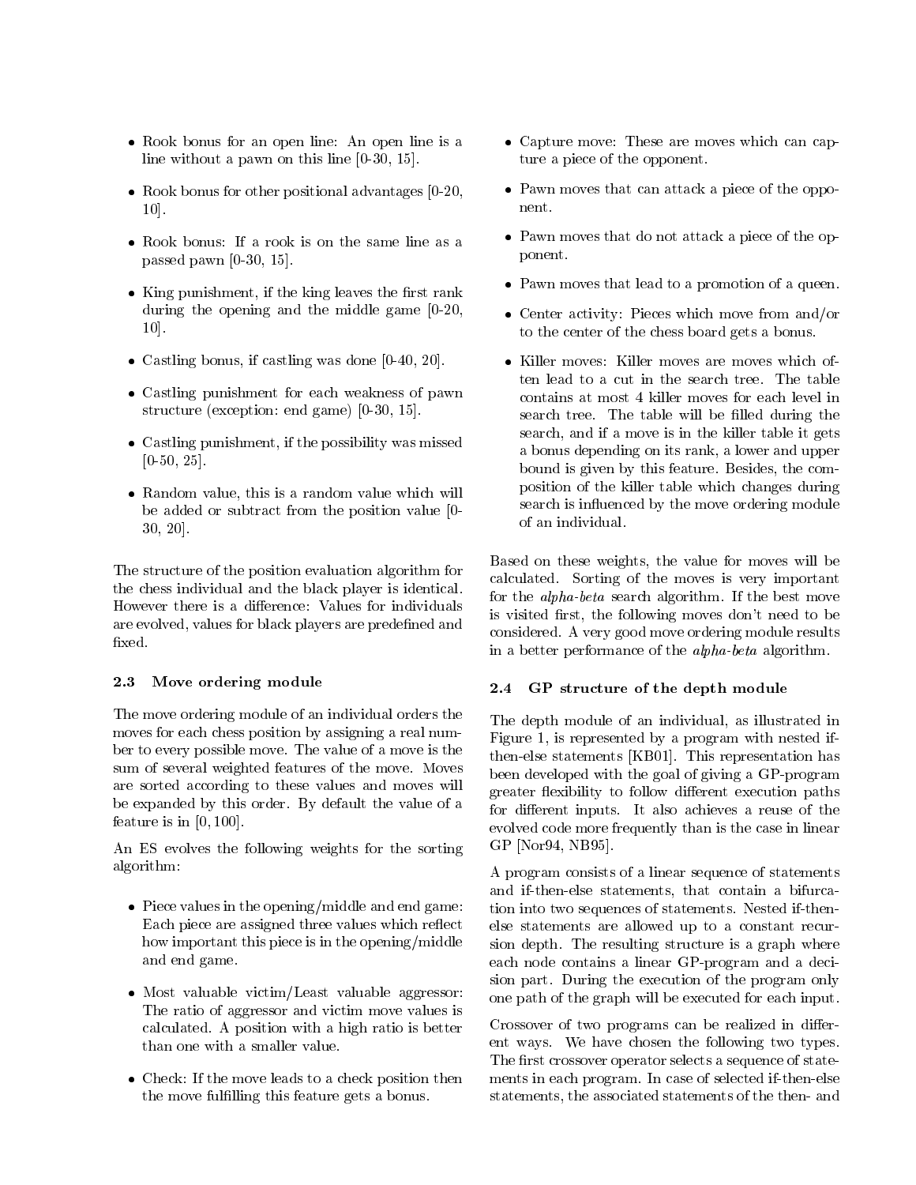- Rook bonus for an open line: An open line is a line without a pawn on this line [0-30, 15].
- Rook bonus for other positional advantages [0-20, 10].
- Rook bonus: If a rook is on the same line as a passed pawn [0-30, 15].
- King punishment, if the king leaves the first rank during the opening and the middle game [0-20, 10].
- Castling bonus, if castling was done [0-40, 20].
- Castling punishment for each weakness of pawn structure (exception: end game) [0-30, 15].
- Castling punishment, if the possibility was missed [0-50, 25].
- Random value, this is a random value which will be added or subtract from the position value [0-30, 20].

The structure of the position evaluation algorithm for the chess individual and the black player is identical. However there is a difference: Values for individuals are evolved, values for black players are predefined and fixed.

### 2.3 Move ordering module

The move ordering module of an individual orders the moves for each chess position by assigning a real number to every possible move. The value of a move is the sum of several weighted features of the move. Moves are sorted according to these values and moves will be expanded by this order. By default the value of a feature is in $[0, 100]$.

An ES evolves the following weights for the sorting algorithm:

- Piece values in the opening/middle and end game: Each piece are assigned three values which reflect how important this piece is in the opening/middle and end game.
- Most valuable victim/Least valuable aggressor: The ratio of aggressor and victim move values is calculated. A position with a high ratio is better than one with a smaller value.
- Check: If the move leads to a check position then the move fulfilling this feature gets a bonus.
- Capture move: These are moves which can capture a piece of the opponent.
- Pawn moves that can attack a piece of the opponent.
- Pawn moves that do not attack a piece of the opponent.
- Pawn moves that lead to a promotion of a queen.
- Center activity: Pieces which move from and/or to the center of the chess board gets a bonus.
- Killer moves: Killer moves are moves which often lead to a cut in the search tree. The table contains at most 4 killer moves for each level in search tree. The table will be filled during the search, and if a move is in the killer table it gets a bonus depending on its rank, a lower and upper bound is given by this feature. Besides, the composition of the killer table which changes during search is influenced by the move ordering module of an individual.

Based on these weights, the value for moves will be calculated. Sorting of the moves is very important for the *alpha-beta* search algorithm. If the best move is visited first, the following moves don't need to be considered. A very good move ordering module results in a better performance of the *alpha-beta* algorithm.

### 2.4 GP structure of the depth module

The depth module of an individual, as illustrated in Figure 1, is represented by a program with nested if-then-else statements [KB01]. This representation has been developed with the goal of giving a GP-program greater flexibility to follow different execution paths for different inputs. It also achieves a reuse of the evolved code more frequently than is the case in linear GP [Nor94, NB95].

A program consists of a linear sequence of statements and if-then-else statements, that contain a bifurcation into two sequences of statements. Nested if-then-else statements are allowed up to a constant recursion depth. The resulting structure is a graph where each node contains a linear GP-program and a decision part. During the execution of the program only one path of the graph will be executed for each input.

Crossover of two programs can be realized in different ways. We have chosen the following two types. The first crossover operator selects a sequence of statements in each program. In case of selected if-then-else statements, the associated statements of the then- and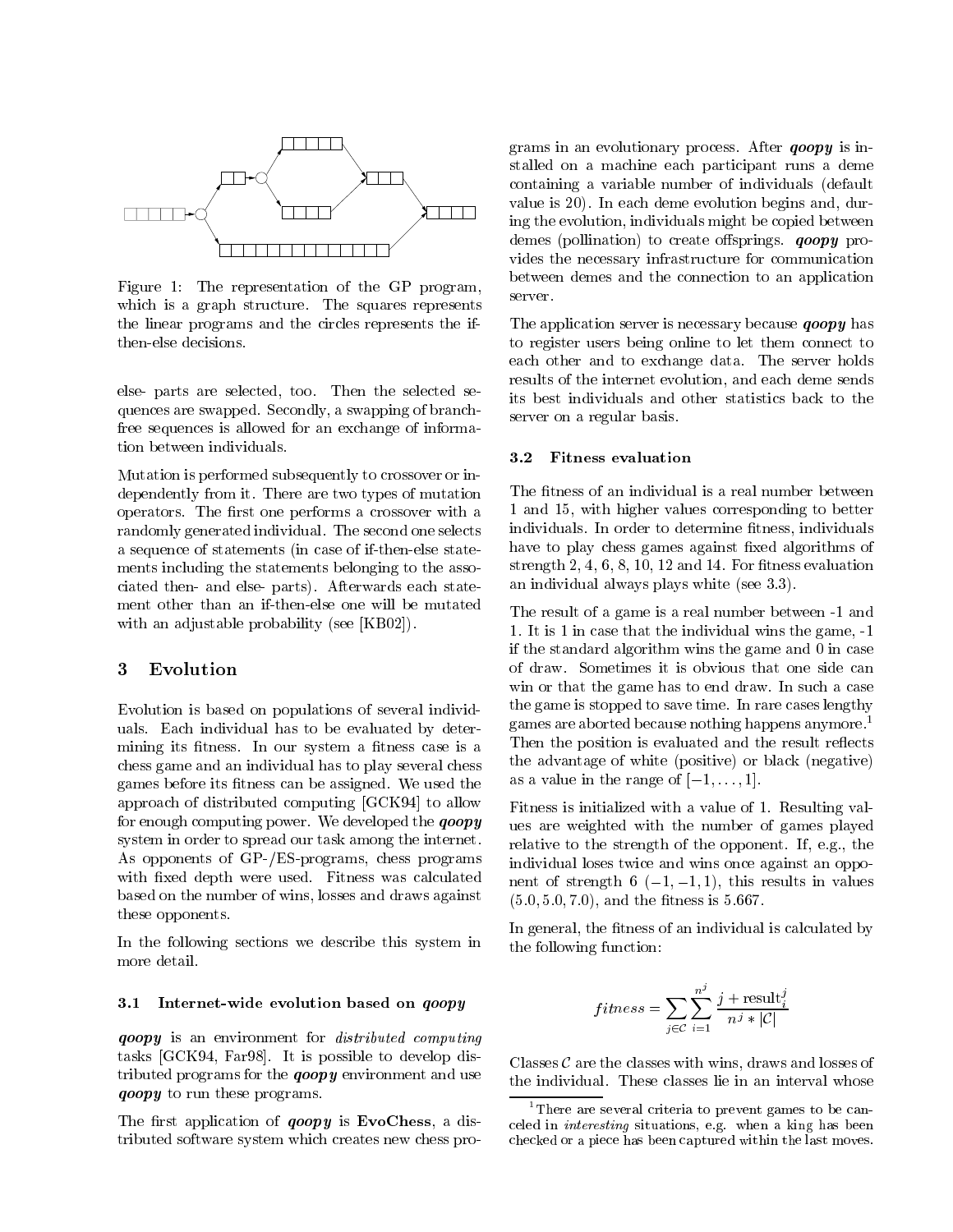Figure 1: The representation of the GP program, which is a graph structure. The squares represents the linear programs and the circles represents the if-then-else decisions.

else- parts are selected, too. Then the selected sequences are swapped. Secondly, a swapping of branch-free sequences is allowed for an exchange of information between individuals.

Mutation is performed subsequently to crossover or independently from it. There are two types of mutation operators. The first one performs a crossover with a randomly generated individual. The second one selects a sequence of statements (in case of if-then-else statements including the statements belonging to the associated then- and else- parts). Afterwards each statement other than an if-then-else one will be mutated with an adjustable probability (see [KB02]).

## 3 Evolution

Evolution is based on populations of several individuals. Each individual has to be evaluated by determining its fitness. In our system a fitness case is a chess game and an individual has to play several chess games before its fitness can be assigned. We used the approach of distributed computing [GCK94] to allow for enough computing power. We developed the ***qoopy*** system in order to spread our task among the internet. As opponents of GP-/ES-programs, chess programs with fixed depth were used. Fitness was calculated based on the number of wins, losses and draws against these opponents.

In the following sections we describe this system in more detail.

### 3.1 Internet-wide evolution based on *qoopy*

***qoopy*** is an environment for *distributed computing* tasks [GCK94, Far98]. It is possible to develop distributed programs for the ***qoopy*** environment and use ***qoopy*** to run these programs.

The first application of ***qoopy*** is **EvoChess**, a distributed software system which creates new chess programs in an evolutionary process. After ***qoopy*** is installed on a machine each participant runs a deme containing a variable number of individuals (default value is 20). In each deme evolution begins and, during the evolution, individuals might be copied between demes (pollination) to create offsprings. ***qoopy*** provides the necessary infrastructure for communication between demes and the connection to an application server.

The application server is necessary because ***qoopy*** has to register users being online to let them connect to each other and to exchange data. The server holds results of the internet evolution, and each deme sends its best individuals and other statistics back to the server on a regular basis.

### 3.2 Fitness evaluation

The fitness of an individual is a real number between 1 and 15, with higher values corresponding to better individuals. In order to determine fitness, individuals have to play chess games against fixed algorithms of strength 2, 4, 6, 8, 10, 12 and 14. For fitness evaluation an individual always plays white (see 3.3).

The result of a game is a real number between -1 and 1. It is 1 in case that the individual wins the game, -1 if the standard algorithm wins the game and 0 in case of draw. Sometimes it is obvious that one side can win or that the game has to end draw. In such a case the game is stopped to save time. In rare cases lengthy games are aborted because nothing happens anymore.[1] Then the position is evaluated and the result reflects the advantage of white (positive) or black (negative) as a value in the range of $[-1, \ldots, 1]$.

Fitness is initialized with a value of 1. Resulting values are weighted with the number of games played relative to the strength of the opponent. If, e.g., the individual loses twice and wins once against an opponent of strength 6 $(-1, -1, 1)$, this results in values $(5.0, 5.0, 7.0)$, and the fitness is 5.667.

In general, the fitness of an individual is calculated by the following function:

$$fitness = \sum_{j \in \mathcal{C}} \sum_{i=1}^{n^j} \frac{j + \text{result}_i^j}{n^j * |\mathcal{C}|}$$

Classes $\mathcal{C}$ are the classes with wins, draws and losses of the individual. These classes lie in an interval whose

[1] There are several criteria to prevent games to be canceled in *interesting* situations, e.g. when a king has been checked or a piece has been captured within the last moves.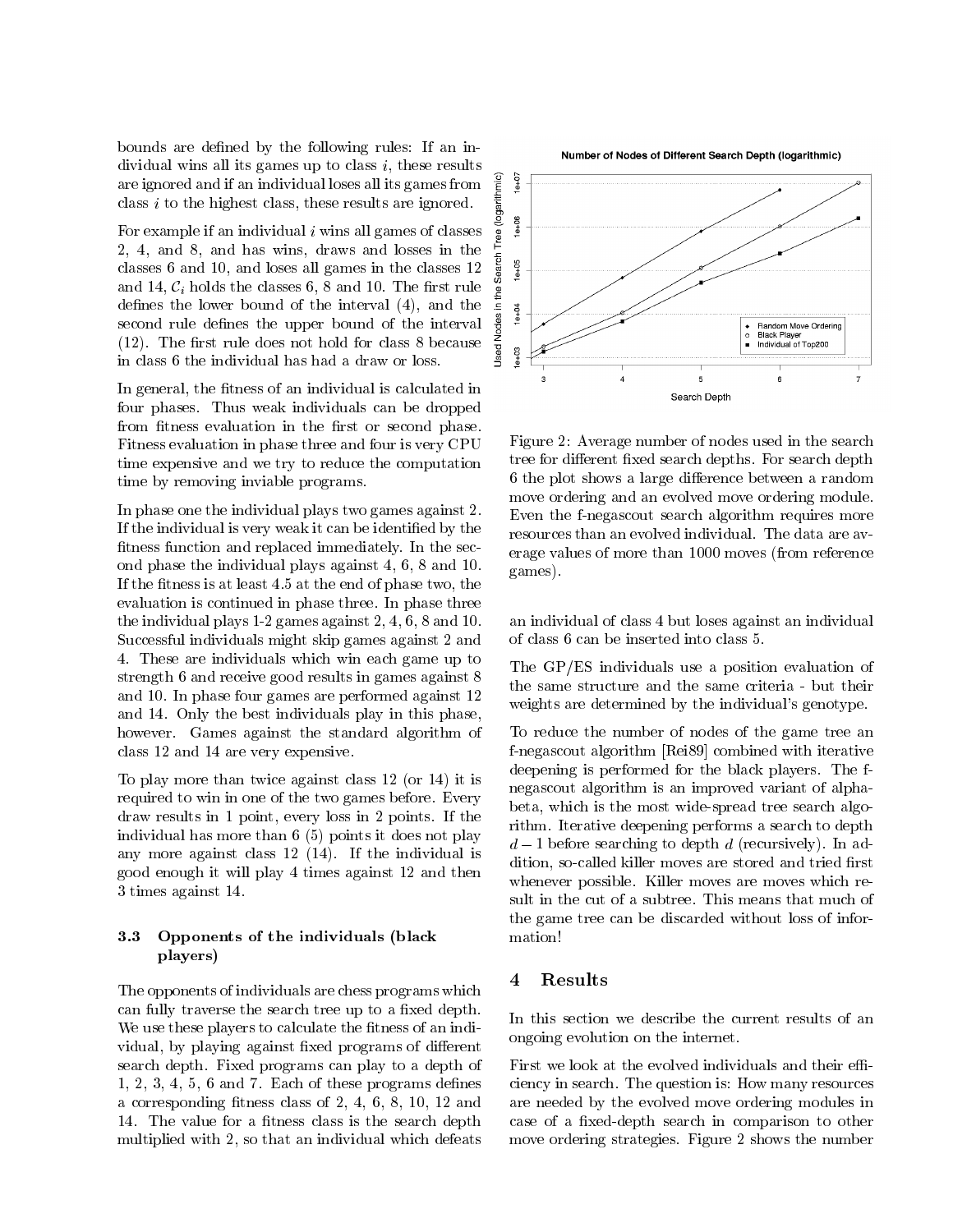bounds are defined by the following rules: If an individual wins all its games up to class $i$, these results are ignored and if an individual loses all its games from class $i$ to the highest class, these results are ignored.

For example if an individual $i$ wins all games of classes 2, 4, and 8, and has wins, draws and losses in the classes 6 and 10, and loses all games in the classes 12 and 14, $\mathcal{C}_i$ holds the classes 6, 8 and 10. The first rule defines the lower bound of the interval (4), and the second rule defines the upper bound of the interval (12). The first rule does not hold for class 8 because in class 6 the individual has had a draw or loss.

In general, the fitness of an individual is calculated in four phases. Thus weak individuals can be dropped from fitness evaluation in the first or second phase. Fitness evaluation in phase three and four is very CPU time expensive and we try to reduce the computation time by removing inviable programs.

In phase one the individual plays two games against 2. If the individual is very weak it can be identified by the fitness function and replaced immediately. In the second phase the individual plays against 4, 6, 8 and 10. If the fitness is at least 4.5 at the end of phase two, the evaluation is continued in phase three. In phase three the individual plays 1-2 games against 2, 4, 6, 8 and 10. Successful individuals might skip games against 2 and 4. These are individuals which win each game up to strength 6 and receive good results in games against 8 and 10. In phase four games are performed against 12 and 14. Only the best individuals play in this phase, however. Games against the standard algorithm of class 12 and 14 are very expensive.

To play more than twice against class 12 (or 14) it is required to win in one of the two games before. Every draw results in 1 point, every loss in 2 points. If the individual has more than 6 (5) points it does not play any more against class 12 (14). If the individual is good enough it will play 4 times against 12 and then 3 times against 14.

### 3.3 Opponents of the individuals (black players)

The opponents of individuals are chess programs which can fully traverse the search tree up to a fixed depth. We use these players to calculate the fitness of an individual, by playing against fixed programs of different search depth. Fixed programs can play to a depth of 1, 2, 3, 4, 5, 6 and 7. Each of these programs defines a corresponding fitness class of 2, 4, 6, 8, 10, 12 and 14. The value for a fitness class is the search depth multiplied with 2, so that an individual which defeats an individual of class 4 but loses against an individual of class 6 can be inserted into class 5.

Figure 2: Average number of nodes used in the search tree for different fixed search depths. For search depth 6 the plot shows a large difference between a random move ordering and an evolved move ordering module. Even the f-negascout search algorithm requires more resources than an evolved individual. The data are average values of more than 1000 moves (from reference games).

The GP/ES individuals use a position evaluation of the same structure and the same criteria - but their weights are determined by the individual's genotype.

To reduce the number of nodes of the game tree an f-negascout algorithm [Rei89] combined with iterative deepening is performed for the black players. The f-negascout algorithm is an improved variant of alpha-beta, which is the most wide-spread tree search algorithm. Iterative deepening performs a search to depth $d-1$ before searching to depth $d$ (recursively). In addition, so-called killer moves are stored and tried first whenever possible. Killer moves are moves which result in the cut of a subtree. This means that much of the game tree can be discarded without loss of information!

## 4 Results

In this section we describe the current results of an ongoing evolution on the internet.

First we look at the evolved individuals and their efficiency in search. The question is: How many resources are needed by the evolved move ordering modules in case of a fixed-depth search in comparison to other move ordering strategies. Figure 2 shows the number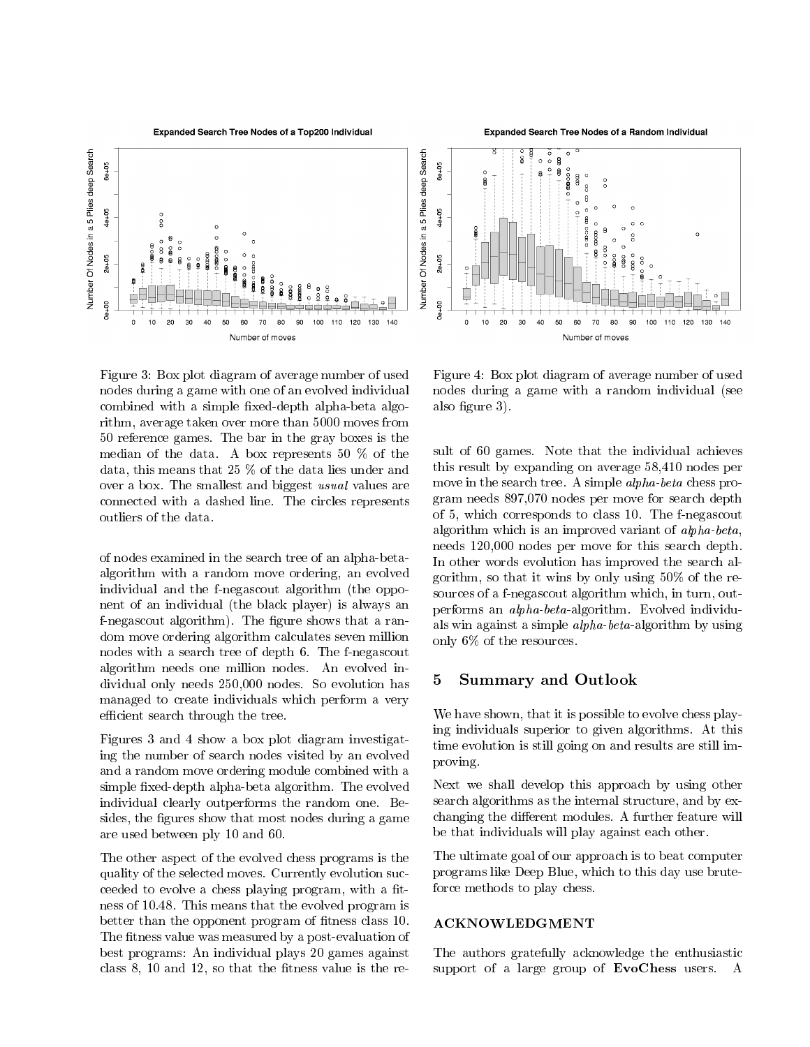Figure 3: Box plot diagram of average number of used nodes during a game with one of an evolved individual combined with a simple fixed-depth alpha-beta algorithm, average taken over more than 5000 moves from 50 reference games. The bar in the gray boxes is the median of the data. A box represents 50 % of the data, this means that 25 % of the data lies under and over a box. The smallest and biggest *usual* values are connected with a dashed line. The circles represents outliers of the data.

Figure 4: Box plot diagram of average number of used nodes during a game with a random individual (see also figure 3).

of nodes examined in the search tree of an alpha-beta-algorithm with a random move ordering, an evolved individual and the f-negascout algorithm (the opponent of an individual (the black player) is always an f-negascout algorithm). The figure shows that a random move ordering algorithm calculates seven million nodes with a search tree of depth 6. The f-negascout algorithm needs one million nodes. An evolved individual only needs 250,000 nodes. So evolution has managed to create individuals which perform a very efficient search through the tree.

Figures 3 and 4 show a box plot diagram investigating the number of search nodes visited by an evolved and a random move ordering module combined with a simple fixed-depth alpha-beta algorithm. The evolved individual clearly outperforms the random one. Besides, the figures show that most nodes during a game are used between ply 10 and 60.

The other aspect of the evolved chess programs is the quality of the selected moves. Currently evolution succeeded to evolve a chess playing program, with a fitness of 10.48. This means that the evolved program is better than the opponent program of fitness class 10. The fitness value was measured by a post-evaluation of best programs: An individual plays 20 games against class 8, 10 and 12, so that the fitness value is the result of 60 games. Note that the individual achieves this result by expanding on average 58,410 nodes per move in the search tree. A simple *alpha-beta* chess program needs 897,070 nodes per move for search depth of 5, which corresponds to class 10. The f-negascout algorithm which is an improved variant of *alpha-beta*, needs 120,000 nodes per move for this search depth. In other words evolution has improved the search algorithm, so that it wins by only using 50% of the resources of a f-negascout algorithm which, in turn, outperforms an *alpha-beta*-algorithm. Evolved individuals win against a simple *alpha-beta*-algorithm by using only 6% of the resources.

## 5 Summary and Outlook

We have shown, that it is possible to evolve chess playing individuals superior to given algorithms. At this time evolution is still going on and results are still improving.

Next we shall develop this approach by using other search algorithms as the internal structure, and by exchanging the different modules. A further feature will be that individuals will play against each other.

The ultimate goal of our approach is to beat computer programs like Deep Blue, which to this day use brute-force methods to play chess.

### ACKNOWLEDGMENT

The authors gratefully acknowledge the enthusiastic support of a large group of **EvoChess** users. A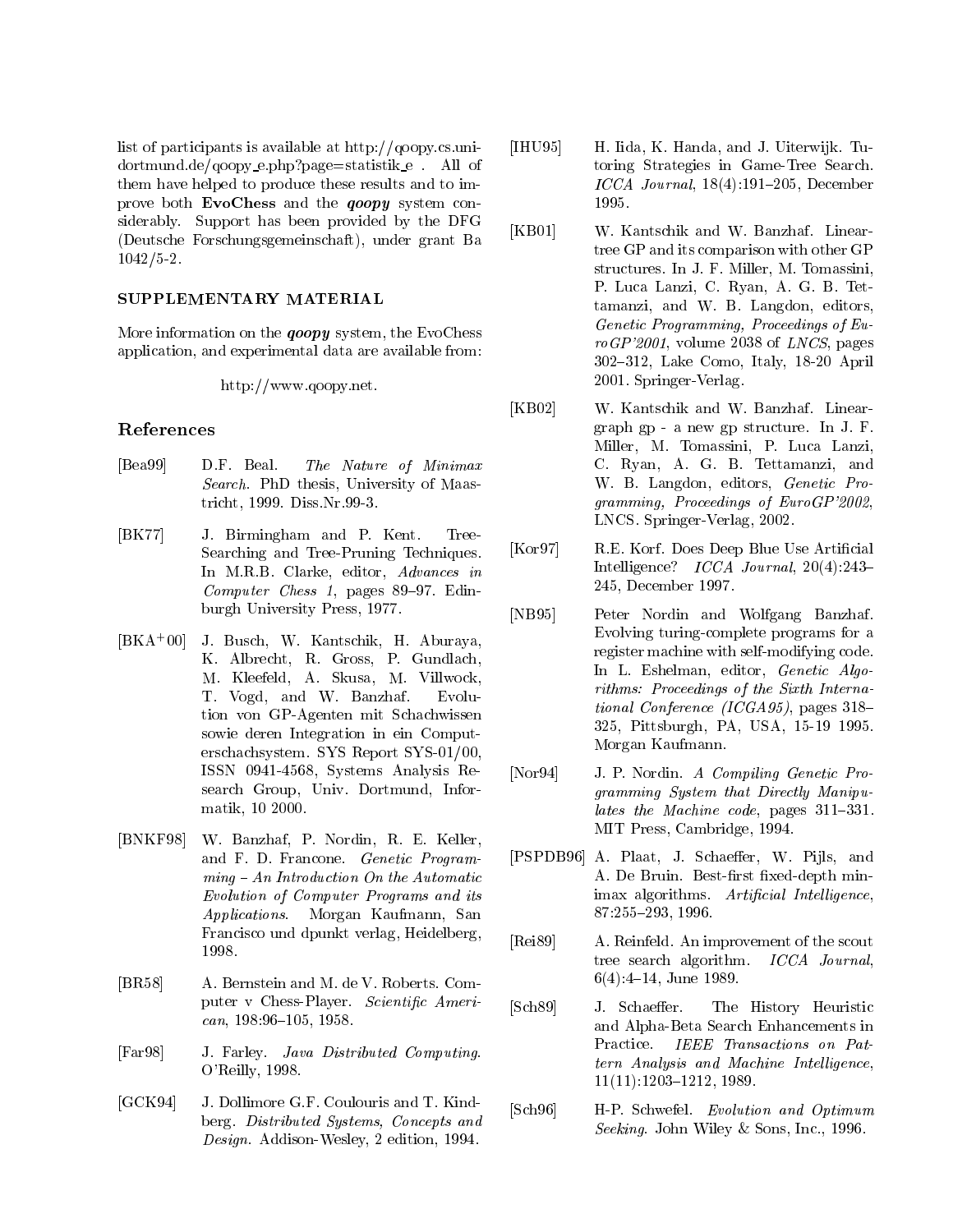list of participants is available at http://qoopy.cs.uni-dortmund.de/qoopy_e.php?page=statistik_e . All of them have helped to produce these results and to improve both **EvoChess** and the ***qoopy*** system considerably. Support has been provided by the DFG (Deutsche Forschungsgemeinschaft), under grant Ba 1042/5-2.

## SUPPLEMENTARY MATERIAL

More information on the ***qoopy*** system, the EvoChess application, and experimental data are available from:

http://www.qoopy.net.

## References

[Bea99] D.F. Beal. *The Nature of Minimax Search*. PhD thesis, University of Maastricht, 1999. Diss.Nr.99-3.

[BK77] J. Birmingham and P. Kent. Tree-Searching and Tree-Pruning Techniques. In M.R.B. Clarke, editor, *Advances in Computer Chess 1*, pages 89–97. Edinburgh University Press, 1977.

[BKA+00] J. Busch, W. Kantschik, H. Aburaya, K. Albrecht, R. Gross, P. Gundlach, M. Kleefeld, A. Skusa, M. Villwock, T. Vogd, and W. Banzhaf. Evolution von GP-Agenten mit Schachwissen sowie deren Integration in ein Computerschachsystem. SYS Report SYS-01/00, ISSN 0941-4568, Systems Analysis Research Group, Univ. Dortmund, Informatik, 10 2000.

[BNKF98] W. Banzhaf, P. Nordin, R. E. Keller, and F. D. Francone. *Genetic Programming – An Introduction On the Automatic Evolution of Computer Programs and its Applications*. Morgan Kaufmann, San Francisco und dpunkt verlag, Heidelberg, 1998.

[BR58] A. Bernstein and M. de V. Roberts. Computer v Chess-Player. *Scientific American*, 198:96–105, 1958.

[Far98] J. Farley. *Java Distributed Computing*. O'Reilly, 1998.

[GCK94] J. Dollimore G.F. Coulouris and T. Kindberg. *Distributed Systems, Concepts and Design*. Addison-Wesley, 2 edition, 1994.

[IHU95] H. Iida, K. Handa, and J. Uiterwijk. Tutoring Strategies in Game-Tree Search. *ICCA Journal*, 18(4):191–205, December 1995.

[KB01] W. Kantschik and W. Banzhaf. Linear-tree GP and its comparison with other GP structures. In J. F. Miller, M. Tomassini, P. Luca Lanzi, C. Ryan, A. G. B. Tettamanzi, and W. B. Langdon, editors, *Genetic Programming, Proceedings of EuroGP'2001*, volume 2038 of *LNCS*, pages 302–312, Lake Como, Italy, 18-20 April 2001. Springer-Verlag.

[KB02] W. Kantschik and W. Banzhaf. Linear-graph gp - a new gp structure. In J. F. Miller, M. Tomassini, P. Luca Lanzi, C. Ryan, A. G. B. Tettamanzi, and W. B. Langdon, editors, *Genetic Programming, Proceedings of EuroGP'2002*, LNCS. Springer-Verlag, 2002.

[Kor97] R.E. Korf. Does Deep Blue Use Artificial Intelligence? *ICCA Journal*, 20(4):243–245, December 1997.

[NB95] Peter Nordin and Wolfgang Banzhaf. Evolving turing-complete programs for a register machine with self-modifying code. In L. Eshelman, editor, *Genetic Algorithms: Proceedings of the Sixth International Conference (ICGA95)*, pages 318–325, Pittsburgh, PA, USA, 15-19 1995. Morgan Kaufmann.

[Nor94] J. P. Nordin. *A Compiling Genetic Programming System that Directly Manipulates the Machine code*, pages 311–331. MIT Press, Cambridge, 1994.

[PSPDB96] A. Plaat, J. Schaeffer, W. Pijls, and A. De Bruin. Best-first fixed-depth minimax algorithms. *Artificial Intelligence*, 87:255–293, 1996.

[Rei89] A. Reinfeld. An improvement of the scout tree search algorithm. *ICCA Journal*, 6(4):4–14, June 1989.

[Sch89] J. Schaeffer. The History Heuristic and Alpha-Beta Search Enhancements in Practice. *IEEE Transactions on Pattern Analysis and Machine Intelligence*, 11(11):1203–1212, 1989.

[Sch96] H-P. Schwefel. *Evolution and Optimum Seeking*. John Wiley & Sons, Inc., 1996.